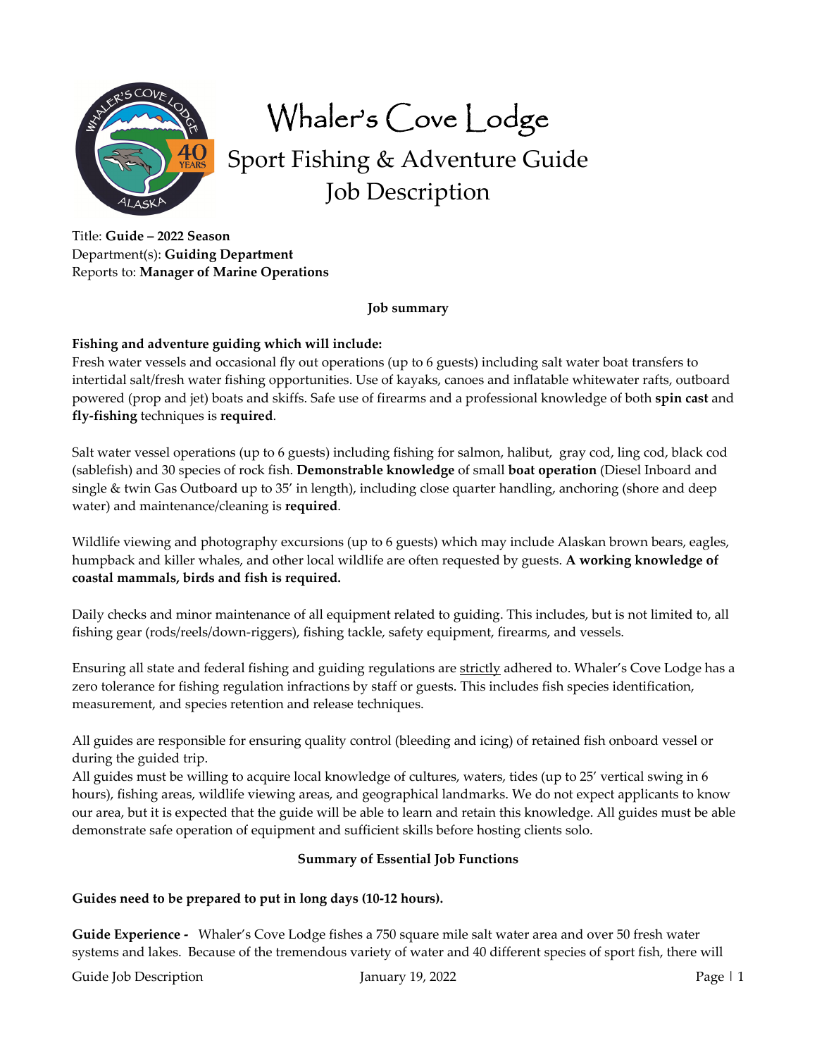# Whaler's Cove Lodge

## Sport Fishing & Adventure Guide Job Description

Title: **Guide – 2022 Season**
Department(s): **Guiding Department**
Reports to: **Manager of Marine Operations**

### Job summary

**Fishing and adventure guiding which will include:**
Fresh water vessels and occasional fly out operations (up to 6 guests) including salt water boat transfers to intertidal salt/fresh water fishing opportunities. Use of kayaks, canoes and inflatable whitewater rafts, outboard powered (prop and jet) boats and skiffs. Safe use of firearms and a professional knowledge of both **spin cast** and **fly-fishing** techniques is **required**.

Salt water vessel operations (up to 6 guests) including fishing for salmon, halibut, gray cod, ling cod, black cod (sablefish) and 30 species of rock fish. **Demonstrable knowledge** of small **boat operation** (Diesel Inboard and single & twin Gas Outboard up to 35' in length), including close quarter handling, anchoring (shore and deep water) and maintenance/cleaning is **required**.

Wildlife viewing and photography excursions (up to 6 guests) which may include Alaskan brown bears, eagles, humpback and killer whales, and other local wildlife are often requested by guests. **A working knowledge of coastal mammals, birds and fish is required.**

Daily checks and minor maintenance of all equipment related to guiding. This includes, but is not limited to, all fishing gear (rods/reels/down-riggers), fishing tackle, safety equipment, firearms, and vessels.

Ensuring all state and federal fishing and guiding regulations are strictly adhered to. Whaler's Cove Lodge has a zero tolerance for fishing regulation infractions by staff or guests. This includes fish species identification, measurement, and species retention and release techniques.

All guides are responsible for ensuring quality control (bleeding and icing) of retained fish onboard vessel or during the guided trip.
All guides must be willing to acquire local knowledge of cultures, waters, tides (up to 25' vertical swing in 6 hours), fishing areas, wildlife viewing areas, and geographical landmarks. We do not expect applicants to know our area, but it is expected that the guide will be able to learn and retain this knowledge. All guides must be able demonstrate safe operation of equipment and sufficient skills before hosting clients solo.

### Summary of Essential Job Functions

**Guides need to be prepared to put in long days (10-12 hours).**

**Guide Experience -** Whaler's Cove Lodge fishes a 750 square mile salt water area and over 50 fresh water systems and lakes. Because of the tremendous variety of water and 40 different species of sport fish, there will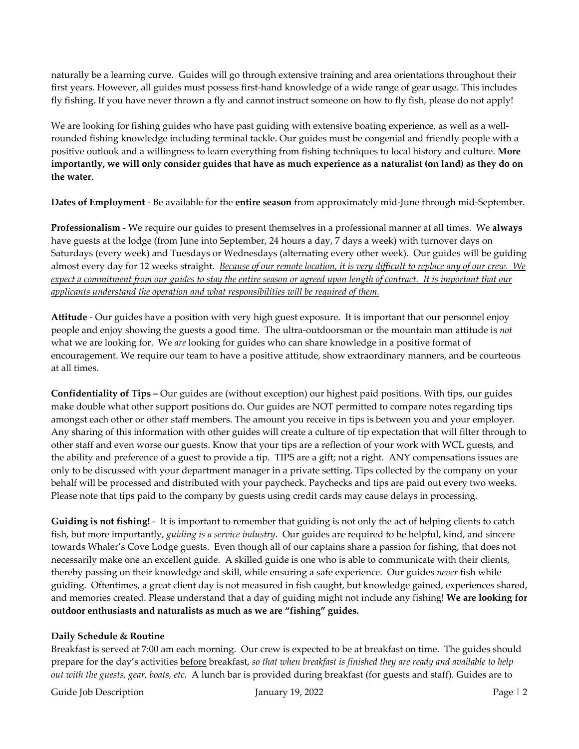naturally be a learning curve. Guides will go through extensive training and area orientations throughout their first years. However, all guides must possess first-hand knowledge of a wide range of gear usage. This includes fly fishing. If you have never thrown a fly and cannot instruct someone on how to fly fish, please do not apply!

We are looking for fishing guides who have past guiding with extensive boating experience, as well as a well-rounded fishing knowledge including terminal tackle. Our guides must be congenial and friendly people with a positive outlook and a willingness to learn everything from fishing techniques to local history and culture. **More importantly, we will only consider guides that have as much experience as a naturalist (on land) as they do on the water**.

**Dates of Employment** - Be available for the **<u>entire season</u>** from approximately mid-June through mid-September.

**Professionalism** - We require our guides to present themselves in a professional manner at all times. We **always** have guests at the lodge (from June into September, 24 hours a day, 7 days a week) with turnover days on Saturdays (every week) and Tuesdays or Wednesdays (alternating every other week). Our guides will be guiding almost every day for 12 weeks straight. *<u>Because of our remote location, it is very difficult to replace any of our crew. We expect a commitment from our guides to stay the entire season or agreed upon length of contract. It is important that our applicants understand the operation and what responsibilities will be required of them.</u>*

**Attitude** - Our guides have a position with very high guest exposure. It is important that our personnel enjoy people and enjoy showing the guests a good time. The ultra-outdoorsman or the mountain man attitude is *not* what we are looking for. We *are* looking for guides who can share knowledge in a positive format of encouragement. We require our team to have a positive attitude, show extraordinary manners, and be courteous at all times.

**Confidentiality of Tips –** Our guides are (without exception) our highest paid positions. With tips, our guides make double what other support positions do. Our guides are NOT permitted to compare notes regarding tips amongst each other or other staff members. The amount you receive in tips is between you and your employer. Any sharing of this information with other guides will create a culture of tip expectation that will filter through to other staff and even worse our guests. Know that your tips are a reflection of your work with WCL guests, and the ability and preference of a guest to provide a tip. TIPS are a gift; not a right. ANY compensations issues are only to be discussed with your department manager in a private setting. Tips collected by the company on your behalf will be processed and distributed with your paycheck. Paychecks and tips are paid out every two weeks. Please note that tips paid to the company by guests using credit cards may cause delays in processing.

**Guiding is not fishing!** - It is important to remember that guiding is not only the act of helping clients to catch fish, but more importantly, *guiding is a service industry*. Our guides are required to be helpful, kind, and sincere towards Whaler's Cove Lodge guests. Even though all of our captains share a passion for fishing, that does not necessarily make one an excellent guide. A skilled guide is one who is able to communicate with their clients, thereby passing on their knowledge and skill, while ensuring a <u>safe</u> experience. Our guides *never* fish while guiding. Oftentimes, a great client day is not measured in fish caught, but knowledge gained, experiences shared, and memories created. Please understand that a day of guiding might not include any fishing! **We are looking for outdoor enthusiasts and naturalists as much as we are "fishing" guides.**

**Daily Schedule & Routine**

Breakfast is served at 7:00 am each morning. Our crew is expected to be at breakfast on time. The guides should prepare for the day's activities <u>before</u> breakfast, *so that when breakfast is finished they are ready and available to help out with the guests, gear, boats, etc.* A lunch bar is provided during breakfast (for guests and staff). Guides are to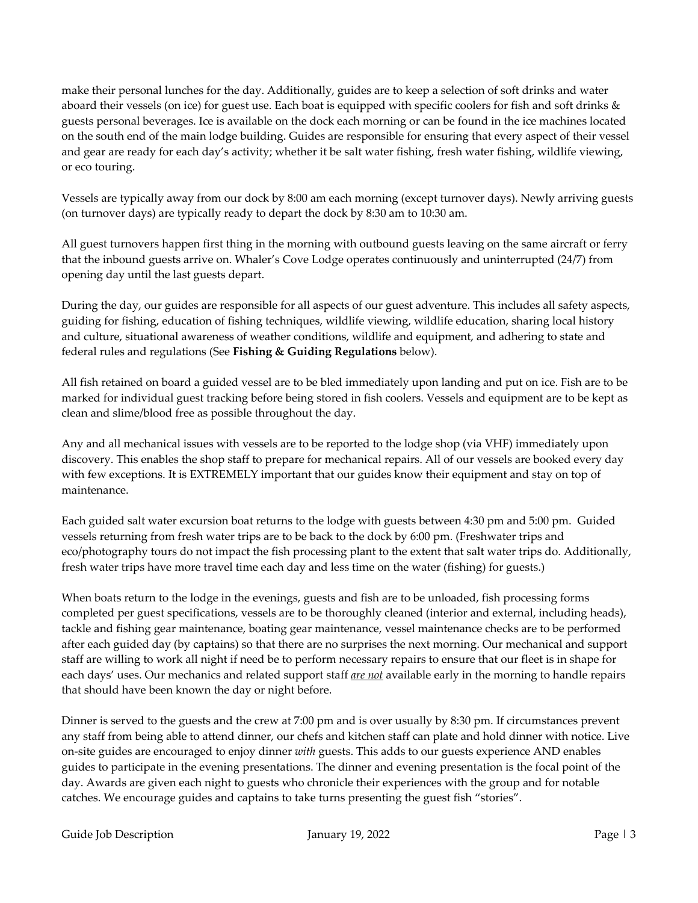make their personal lunches for the day. Additionally, guides are to keep a selection of soft drinks and water aboard their vessels (on ice) for guest use. Each boat is equipped with specific coolers for fish and soft drinks & guests personal beverages. Ice is available on the dock each morning or can be found in the ice machines located on the south end of the main lodge building. Guides are responsible for ensuring that every aspect of their vessel and gear are ready for each day's activity; whether it be salt water fishing, fresh water fishing, wildlife viewing, or eco touring.

Vessels are typically away from our dock by 8:00 am each morning (except turnover days). Newly arriving guests (on turnover days) are typically ready to depart the dock by 8:30 am to 10:30 am.

All guest turnovers happen first thing in the morning with outbound guests leaving on the same aircraft or ferry that the inbound guests arrive on. Whaler's Cove Lodge operates continuously and uninterrupted (24/7) from opening day until the last guests depart.

During the day, our guides are responsible for all aspects of our guest adventure. This includes all safety aspects, guiding for fishing, education of fishing techniques, wildlife viewing, wildlife education, sharing local history and culture, situational awareness of weather conditions, wildlife and equipment, and adhering to state and federal rules and regulations (See **Fishing & Guiding Regulations** below).

All fish retained on board a guided vessel are to be bled immediately upon landing and put on ice. Fish are to be marked for individual guest tracking before being stored in fish coolers. Vessels and equipment are to be kept as clean and slime/blood free as possible throughout the day.

Any and all mechanical issues with vessels are to be reported to the lodge shop (via VHF) immediately upon discovery. This enables the shop staff to prepare for mechanical repairs. All of our vessels are booked every day with few exceptions. It is EXTREMELY important that our guides know their equipment and stay on top of maintenance.

Each guided salt water excursion boat returns to the lodge with guests between 4:30 pm and 5:00 pm. Guided vessels returning from fresh water trips are to be back to the dock by 6:00 pm. (Freshwater trips and eco/photography tours do not impact the fish processing plant to the extent that salt water trips do. Additionally, fresh water trips have more travel time each day and less time on the water (fishing) for guests.)

When boats return to the lodge in the evenings, guests and fish are to be unloaded, fish processing forms completed per guest specifications, vessels are to be thoroughly cleaned (interior and external, including heads), tackle and fishing gear maintenance, boating gear maintenance, vessel maintenance checks are to be performed after each guided day (by captains) so that there are no surprises the next morning. Our mechanical and support staff are willing to work all night if need be to perform necessary repairs to ensure that our fleet is in shape for each days' uses. Our mechanics and related support staff ***are not*** available early in the morning to handle repairs that should have been known the day or night before.

Dinner is served to the guests and the crew at 7:00 pm and is over usually by 8:30 pm. If circumstances prevent any staff from being able to attend dinner, our chefs and kitchen staff can plate and hold dinner with notice. Live on-site guides are encouraged to enjoy dinner *with* guests. This adds to our guests experience AND enables guides to participate in the evening presentations. The dinner and evening presentation is the focal point of the day. Awards are given each night to guests who chronicle their experiences with the group and for notable catches. We encourage guides and captains to take turns presenting the guest fish "stories".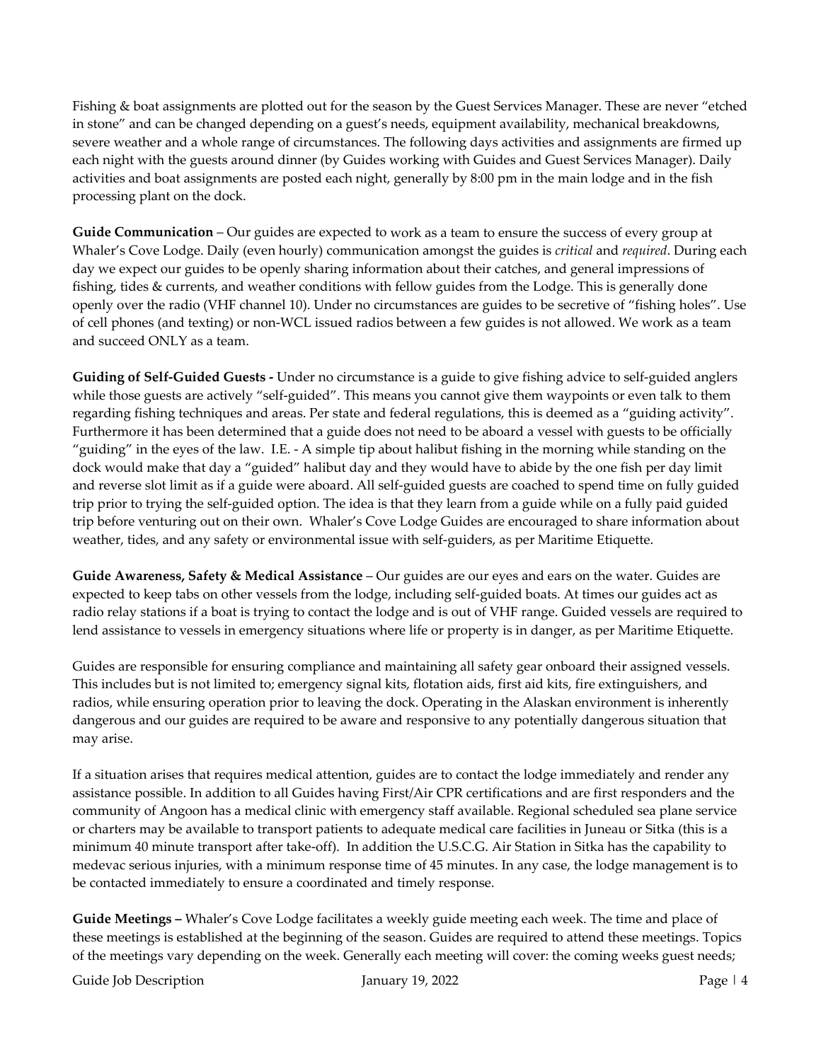Fishing & boat assignments are plotted out for the season by the Guest Services Manager. These are never "etched in stone" and can be changed depending on a guest's needs, equipment availability, mechanical breakdowns, severe weather and a whole range of circumstances. The following days activities and assignments are firmed up each night with the guests around dinner (by Guides working with Guides and Guest Services Manager). Daily activities and boat assignments are posted each night, generally by 8:00 pm in the main lodge and in the fish processing plant on the dock.

**Guide Communication** – Our guides are expected to work as a team to ensure the success of every group at Whaler's Cove Lodge. Daily (even hourly) communication amongst the guides is *critical* and *required*. During each day we expect our guides to be openly sharing information about their catches, and general impressions of fishing, tides & currents, and weather conditions with fellow guides from the Lodge. This is generally done openly over the radio (VHF channel 10). Under no circumstances are guides to be secretive of "fishing holes". Use of cell phones (and texting) or non-WCL issued radios between a few guides is not allowed. We work as a team and succeed ONLY as a team.

**Guiding of Self-Guided Guests -** Under no circumstance is a guide to give fishing advice to self-guided anglers while those guests are actively "self-guided". This means you cannot give them waypoints or even talk to them regarding fishing techniques and areas. Per state and federal regulations, this is deemed as a "guiding activity". Furthermore it has been determined that a guide does not need to be aboard a vessel with guests to be officially "guiding" in the eyes of the law. I.E. - A simple tip about halibut fishing in the morning while standing on the dock would make that day a "guided" halibut day and they would have to abide by the one fish per day limit and reverse slot limit as if a guide were aboard. All self-guided guests are coached to spend time on fully guided trip prior to trying the self-guided option. The idea is that they learn from a guide while on a fully paid guided trip before venturing out on their own. Whaler's Cove Lodge Guides are encouraged to share information about weather, tides, and any safety or environmental issue with self-guiders, as per Maritime Etiquette.

**Guide Awareness, Safety & Medical Assistance** – Our guides are our eyes and ears on the water. Guides are expected to keep tabs on other vessels from the lodge, including self-guided boats. At times our guides act as radio relay stations if a boat is trying to contact the lodge and is out of VHF range. Guided vessels are required to lend assistance to vessels in emergency situations where life or property is in danger, as per Maritime Etiquette.

Guides are responsible for ensuring compliance and maintaining all safety gear onboard their assigned vessels. This includes but is not limited to; emergency signal kits, flotation aids, first aid kits, fire extinguishers, and radios, while ensuring operation prior to leaving the dock. Operating in the Alaskan environment is inherently dangerous and our guides are required to be aware and responsive to any potentially dangerous situation that may arise.

If a situation arises that requires medical attention, guides are to contact the lodge immediately and render any assistance possible. In addition to all Guides having First/Air CPR certifications and are first responders and the community of Angoon has a medical clinic with emergency staff available. Regional scheduled sea plane service or charters may be available to transport patients to adequate medical care facilities in Juneau or Sitka (this is a minimum 40 minute transport after take-off). In addition the U.S.C.G. Air Station in Sitka has the capability to medevac serious injuries, with a minimum response time of 45 minutes. In any case, the lodge management is to be contacted immediately to ensure a coordinated and timely response.

**Guide Meetings –** Whaler's Cove Lodge facilitates a weekly guide meeting each week. The time and place of these meetings is established at the beginning of the season. Guides are required to attend these meetings. Topics of the meetings vary depending on the week. Generally each meeting will cover: the coming weeks guest needs;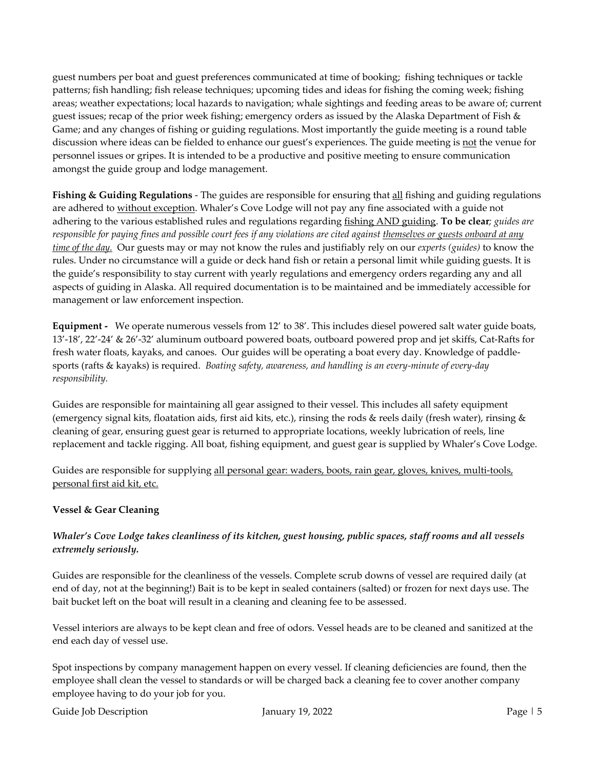guest numbers per boat and guest preferences communicated at time of booking; fishing techniques or tackle patterns; fish handling; fish release techniques; upcoming tides and ideas for fishing the coming week; fishing areas; weather expectations; local hazards to navigation; whale sightings and feeding areas to be aware of; current guest issues; recap of the prior week fishing; emergency orders as issued by the Alaska Department of Fish & Game; and any changes of fishing or guiding regulations. Most importantly the guide meeting is a round table discussion where ideas can be fielded to enhance our guest's experiences. The guide meeting is <u>not</u> the venue for personnel issues or gripes. It is intended to be a productive and positive meeting to ensure communication amongst the guide group and lodge management.

**Fishing & Guiding Regulations** - The guides are responsible for ensuring that <u>all</u> fishing and guiding regulations are adhered to <u>without exception</u>. Whaler's Cove Lodge will not pay any fine associated with a guide not adhering to the various established rules and regulations regarding <u>fishing AND guiding</u>. **To be clear**; *guides are responsible for paying fines and possible court fees if any violations are cited against <u>themselves or guests onboard at any time of the day.</u>* Our guests may or may not know the rules and justifiably rely on our *experts (guides)* to know the rules. Under no circumstance will a guide or deck hand fish or retain a personal limit while guiding guests. It is the guide's responsibility to stay current with yearly regulations and emergency orders regarding any and all aspects of guiding in Alaska. All required documentation is to be maintained and be immediately accessible for management or law enforcement inspection.

**Equipment -** We operate numerous vessels from 12' to 38'. This includes diesel powered salt water guide boats, 13'-18', 22'-24' & 26'-32' aluminum outboard powered boats, outboard powered prop and jet skiffs, Cat-Rafts for fresh water floats, kayaks, and canoes. Our guides will be operating a boat every day. Knowledge of paddle-sports (rafts & kayaks) is required. *Boating safety, awareness, and handling is an every-minute of every-day responsibility.*

Guides are responsible for maintaining all gear assigned to their vessel. This includes all safety equipment (emergency signal kits, floatation aids, first aid kits, etc.), rinsing the rods & reels daily (fresh water), rinsing & cleaning of gear, ensuring guest gear is returned to appropriate locations, weekly lubrication of reels, line replacement and tackle rigging. All boat, fishing equipment, and guest gear is supplied by Whaler's Cove Lodge.

Guides are responsible for supplying <u>all personal gear: waders, boots, rain gear, gloves, knives, multi-tools, personal first aid kit, etc.</u>

**Vessel & Gear Cleaning**

***Whaler's Cove Lodge takes cleanliness of its kitchen, guest housing, public spaces, staff rooms and all vessels extremely seriously.***

Guides are responsible for the cleanliness of the vessels. Complete scrub downs of vessel are required daily (at end of day, not at the beginning!) Bait is to be kept in sealed containers (salted) or frozen for next days use. The bait bucket left on the boat will result in a cleaning and cleaning fee to be assessed.

Vessel interiors are always to be kept clean and free of odors. Vessel heads are to be cleaned and sanitized at the end each day of vessel use.

Spot inspections by company management happen on every vessel. If cleaning deficiencies are found, then the employee shall clean the vessel to standards or will be charged back a cleaning fee to cover another company employee having to do your job for you.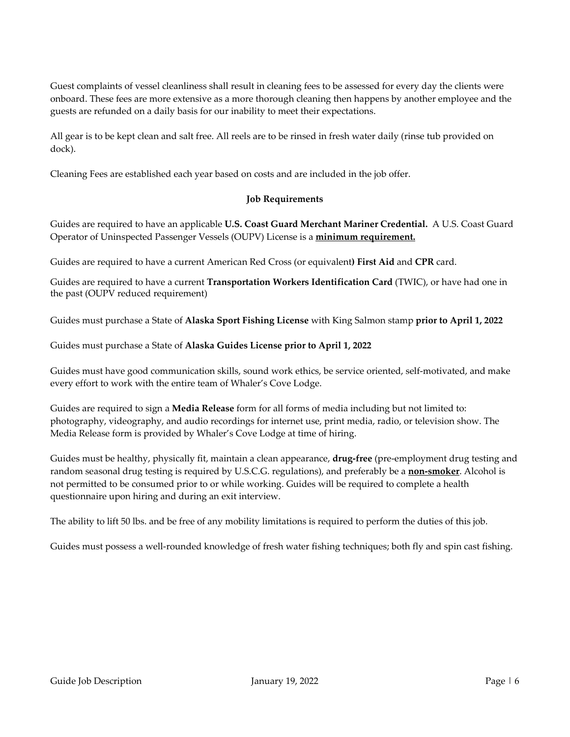Guest complaints of vessel cleanliness shall result in cleaning fees to be assessed for every day the clients were onboard. These fees are more extensive as a more thorough cleaning then happens by another employee and the guests are refunded on a daily basis for our inability to meet their expectations.

All gear is to be kept clean and salt free. All reels are to be rinsed in fresh water daily (rinse tub provided on dock).

Cleaning Fees are established each year based on costs and are included in the job offer.

**Job Requirements**

Guides are required to have an applicable **U.S. Coast Guard Merchant Mariner Credential.** A U.S. Coast Guard Operator of Uninspected Passenger Vessels (OUPV) License is a **minimum requirement.**

Guides are required to have a current American Red Cross (or equivalent**) First Aid** and **CPR** card.

Guides are required to have a current **Transportation Workers Identification Card** (TWIC), or have had one in the past (OUPV reduced requirement)

Guides must purchase a State of **Alaska Sport Fishing License** with King Salmon stamp **prior to April 1, 2022**

Guides must purchase a State of **Alaska Guides License prior to April 1, 2022**

Guides must have good communication skills, sound work ethics, be service oriented, self-motivated, and make every effort to work with the entire team of Whaler's Cove Lodge.

Guides are required to sign a **Media Release** form for all forms of media including but not limited to: photography, videography, and audio recordings for internet use, print media, radio, or television show. The Media Release form is provided by Whaler's Cove Lodge at time of hiring.

Guides must be healthy, physically fit, maintain a clean appearance, **drug-free** (pre-employment drug testing and random seasonal drug testing is required by U.S.C.G. regulations), and preferably be a **non-smoker**. Alcohol is not permitted to be consumed prior to or while working. Guides will be required to complete a health questionnaire upon hiring and during an exit interview.

The ability to lift 50 lbs. and be free of any mobility limitations is required to perform the duties of this job.

Guides must possess a well-rounded knowledge of fresh water fishing techniques; both fly and spin cast fishing.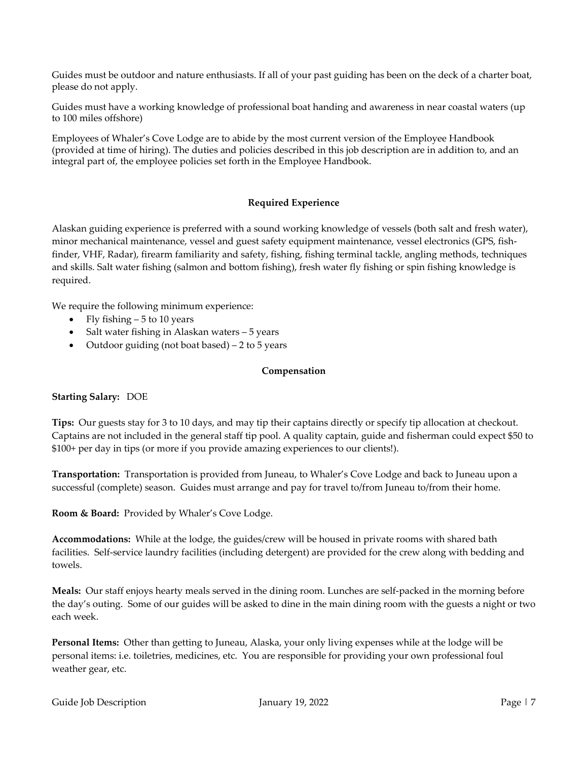Guides must be outdoor and nature enthusiasts. If all of your past guiding has been on the deck of a charter boat, please do not apply.

Guides must have a working knowledge of professional boat handing and awareness in near coastal waters (up to 100 miles offshore)

Employees of Whaler's Cove Lodge are to abide by the most current version of the Employee Handbook (provided at time of hiring). The duties and policies described in this job description are in addition to, and an integral part of, the employee policies set forth in the Employee Handbook.

## Required Experience

Alaskan guiding experience is preferred with a sound working knowledge of vessels (both salt and fresh water), minor mechanical maintenance, vessel and guest safety equipment maintenance, vessel electronics (GPS, fish-finder, VHF, Radar), firearm familiarity and safety, fishing, fishing terminal tackle, angling methods, techniques and skills. Salt water fishing (salmon and bottom fishing), fresh water fly fishing or spin fishing knowledge is required.

We require the following minimum experience:

- Fly fishing – 5 to 10 years
- Salt water fishing in Alaskan waters – 5 years
- Outdoor guiding (not boat based) – 2 to 5 years

## Compensation

**Starting Salary:** DOE

**Tips:** Our guests stay for 3 to 10 days, and may tip their captains directly or specify tip allocation at checkout. Captains are not included in the general staff tip pool. A quality captain, guide and fisherman could expect $50 to $100+ per day in tips (or more if you provide amazing experiences to our clients!).

**Transportation:** Transportation is provided from Juneau, to Whaler's Cove Lodge and back to Juneau upon a successful (complete) season. Guides must arrange and pay for travel to/from Juneau to/from their home.

**Room & Board:** Provided by Whaler's Cove Lodge.

**Accommodations:** While at the lodge, the guides/crew will be housed in private rooms with shared bath facilities. Self-service laundry facilities (including detergent) are provided for the crew along with bedding and towels.

**Meals:** Our staff enjoys hearty meals served in the dining room. Lunches are self-packed in the morning before the day's outing. Some of our guides will be asked to dine in the main dining room with the guests a night or two each week.

**Personal Items:** Other than getting to Juneau, Alaska, your only living expenses while at the lodge will be personal items: i.e. toiletries, medicines, etc. You are responsible for providing your own professional foul weather gear, etc.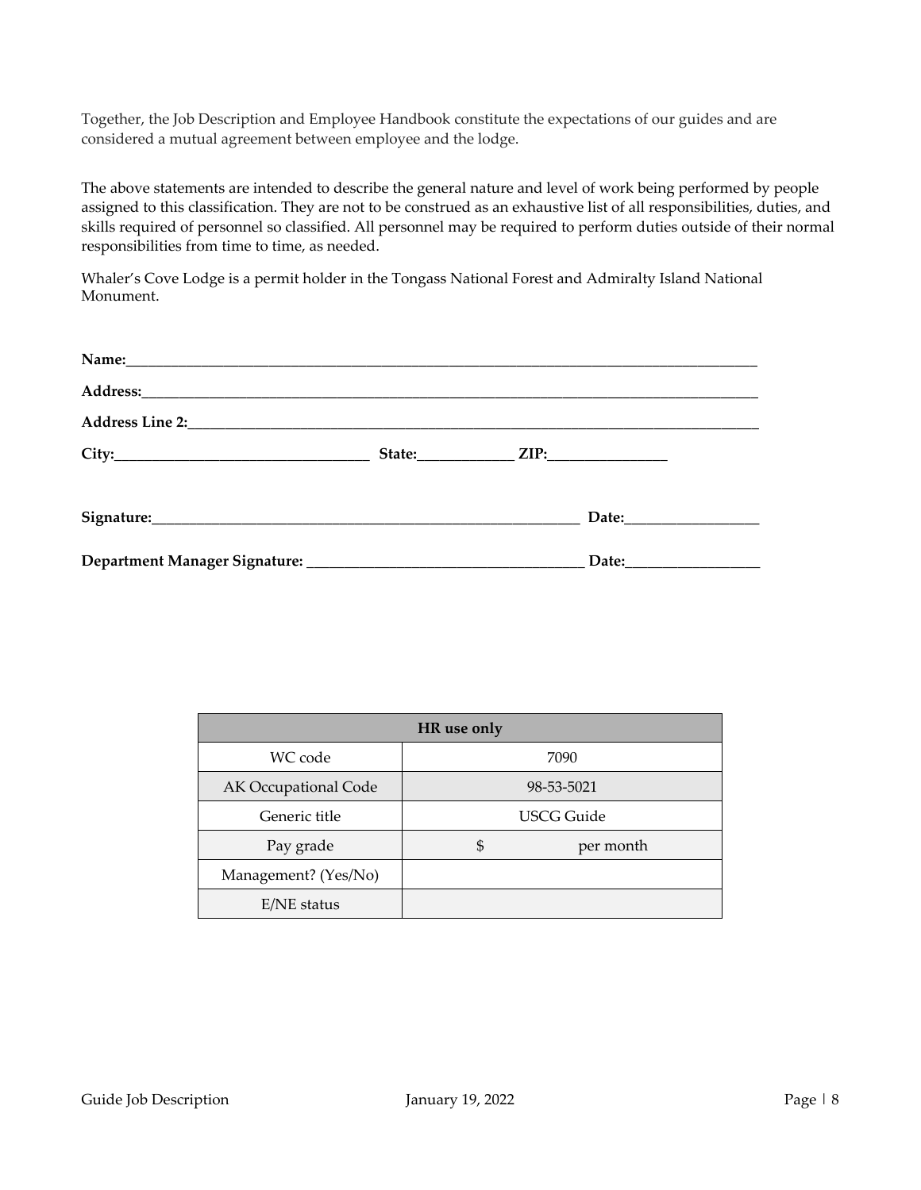Together, the Job Description and Employee Handbook constitute the expectations of our guides and are considered a mutual agreement between employee and the lodge.

The above statements are intended to describe the general nature and level of work being performed by people assigned to this classification. They are not to be construed as an exhaustive list of all responsibilities, duties, and skills required of personnel so classified. All personnel may be required to perform duties outside of their normal responsibilities from time to time, as needed.

Whaler's Cove Lodge is a permit holder in the Tongass National Forest and Admiralty Island National Monument.

**Name:**______________________________________________________________________________

**Address:**____________________________________________________________________________

**Address Line 2:**_______________________________________________________________________

**City:**______________________________ **State:**____________ **ZIP:**_______________

**Signature:**_____________________________________________________ **Date:**_________________

**Department Manager Signature:** ____________________________________ **Date:**_________________

| HR use only | |
|---|---|
| WC code | 7090 |
| AK Occupational Code | 98-53-5021 |
| Generic title | USCG Guide |
| Pay grade | $ per month |
| Management? (Yes/No) | |
| E/NE status | |